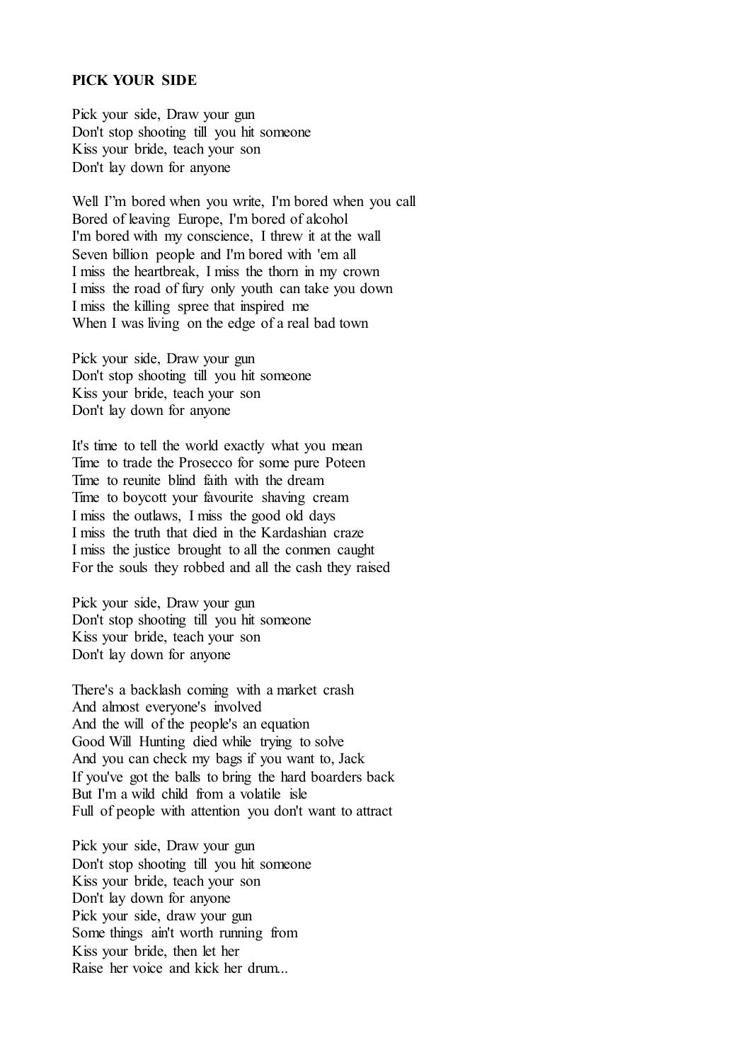**PICK YOUR SIDE**

Pick your side, Draw your gun  
Don't stop shooting till you hit someone  
Kiss your bride, teach your son  
Don't lay down for anyone

Well I'm bored when you write, I'm bored when you call  
Bored of leaving Europe, I'm bored of alcohol  
I'm bored with my conscience, I threw it at the wall  
Seven billion people and I'm bored with 'em all  
I miss the heartbreak, I miss the thorn in my crown  
I miss the road of fury only youth can take you down  
I miss the killing spree that inspired me  
When I was living on the edge of a real bad town

Pick your side, Draw your gun  
Don't stop shooting till you hit someone  
Kiss your bride, teach your son  
Don't lay down for anyone

It's time to tell the world exactly what you mean  
Time to trade the Prosecco for some pure Poteen  
Time to reunite blind faith with the dream  
Time to boycott your favourite shaving cream  
I miss the outlaws, I miss the good old days  
I miss the truth that died in the Kardashian craze  
I miss the justice brought to all the conmen caught  
For the souls they robbed and all the cash they raised

Pick your side, Draw your gun  
Don't stop shooting till you hit someone  
Kiss your bride, teach your son  
Don't lay down for anyone

There's a backlash coming with a market crash  
And almost everyone's involved  
And the will of the people's an equation  
Good Will Hunting died while trying to solve  
And you can check my bags if you want to, Jack  
If you've got the balls to bring the hard boarders back  
But I'm a wild child from a volatile isle  
Full of people with attention you don't want to attract

Pick your side, Draw your gun  
Don't stop shooting till you hit someone  
Kiss your bride, teach your son  
Don't lay down for anyone  
Pick your side, draw your gun  
Some things ain't worth running from  
Kiss your bride, then let her  
Raise her voice and kick her drum...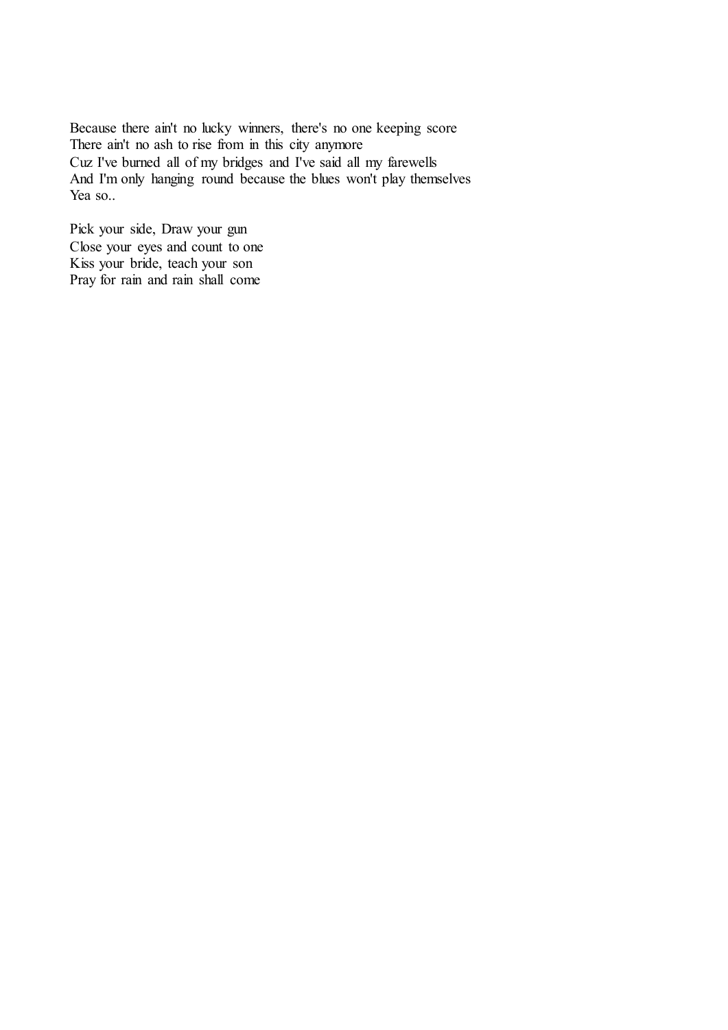Because there ain't no lucky winners, there's no one keeping score
There ain't no ash to rise from in this city anymore
Cuz I've burned all of my bridges and I've said all my farewells
And I'm only hanging round because the blues won't play themselves
Yea so..

Pick your side, Draw your gun
Close your eyes and count to one
Kiss your bride, teach your son
Pray for rain and rain shall come